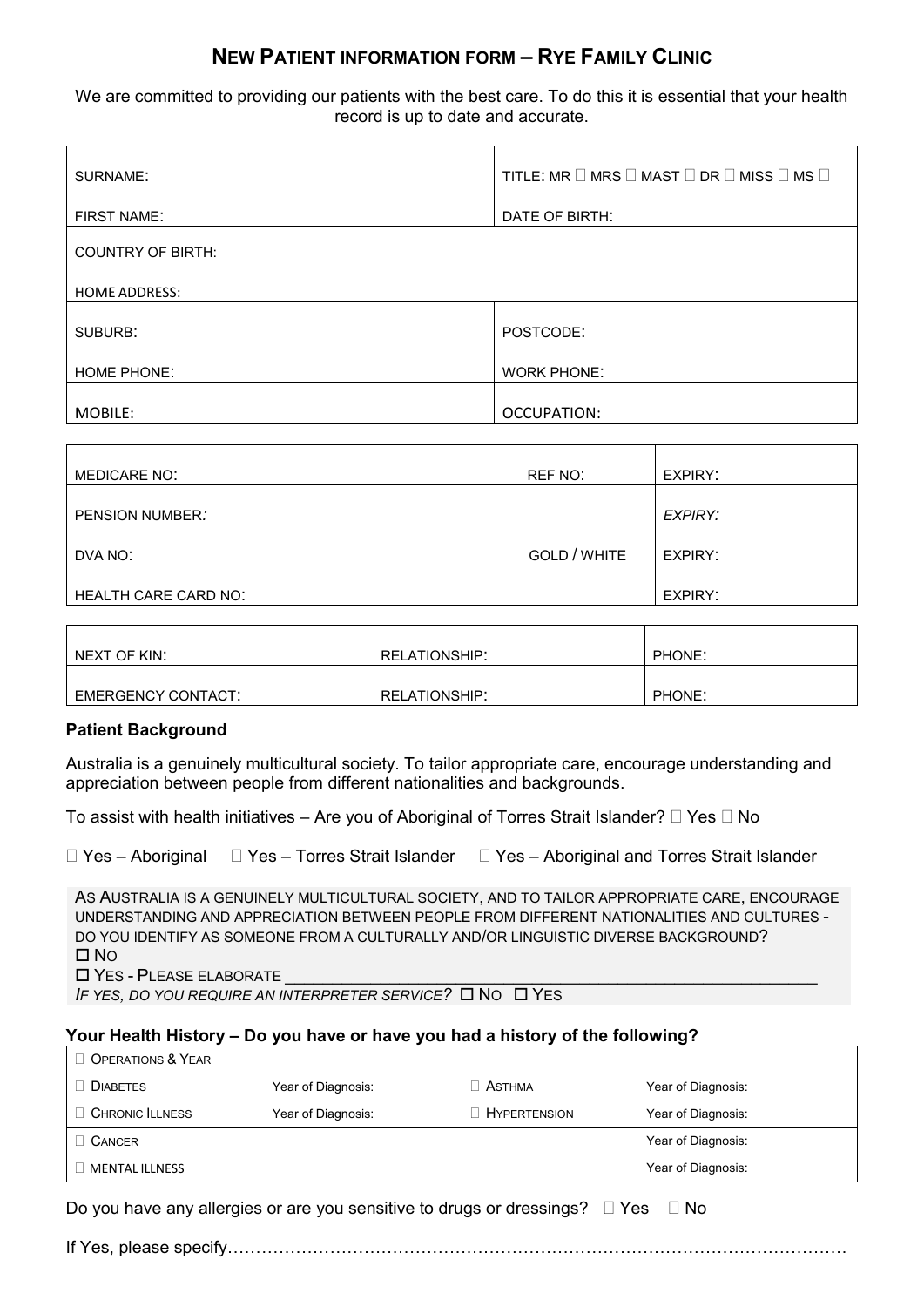# NEW PATIENT INFORMATION FORM – RYE FAMILY CLINIC

We are committed to providing our patients with the best care. To do this it is essential that your health record is up to date and accurate.

| | |
|---|---|
| SURNAME: | TITLE: MR ☐ MRS ☐ MAST ☐ DR ☐ MISS ☐ MS ☐ |
| FIRST NAME: | DATE OF BIRTH: |
| COUNTRY OF BIRTH: | |
| HOME ADDRESS: | |
| SUBURB: | POSTCODE: |
| HOME PHONE: | WORK PHONE: |
| MOBILE: | OCCUPATION: |

| | | |
|---|---|---|
| MEDICARE NO: REF NO: | | EXPIRY: |
| PENSION NUMBER: | | *EXPIRY:* |
| DVA NO: | GOLD / WHITE | EXPIRY: |
| HEALTH CARE CARD NO: | | EXPIRY: |

| | | |
|---|---|---|
| NEXT OF KIN: | RELATIONSHIP: | PHONE: |
| EMERGENCY CONTACT: | RELATIONSHIP: | PHONE: |

**Patient Background**

Australia is a genuinely multicultural society. To tailor appropriate care, encourage understanding and appreciation between people from different nationalities and backgrounds.

To assist with health initiatives – Are you of Aboriginal of Torres Strait Islander? ☐ Yes ☐ No

☐ Yes – Aboriginal ☐ Yes – Torres Strait Islander ☐ Yes – Aboriginal and Torres Strait Islander

AS AUSTRALIA IS A GENUINELY MULTICULTURAL SOCIETY, AND TO TAILOR APPROPRIATE CARE, ENCOURAGE UNDERSTANDING AND APPRECIATION BETWEEN PEOPLE FROM DIFFERENT NATIONALITIES AND CULTURES - DO YOU IDENTIFY AS SOMEONE FROM A CULTURALLY AND/OR LINGUISTIC DIVERSE BACKGROUND?
☐ NO
☐ YES - PLEASE ELABORATE ____________________________________________________________
*IF YES, DO YOU REQUIRE AN INTERPRETER SERVICE?* ☐ NO ☐ YES

**Your Health History – Do you have or have you had a history of the following?**

| | | | |
|---|---|---|---|
| ☐ OPERATIONS & YEAR | | | |
| ☐ DIABETES | Year of Diagnosis: | ☐ ASTHMA | Year of Diagnosis: |
| ☐ CHRONIC ILLNESS | Year of Diagnosis: | ☐ HYPERTENSION | Year of Diagnosis: |
| ☐ CANCER | | | Year of Diagnosis: |
| ☐ MENTAL ILLNESS | | | Year of Diagnosis: |

Do you have any allergies or are you sensitive to drugs or dressings? ☐ Yes ☐ No

If Yes, please specify……………………………………………………………………………………………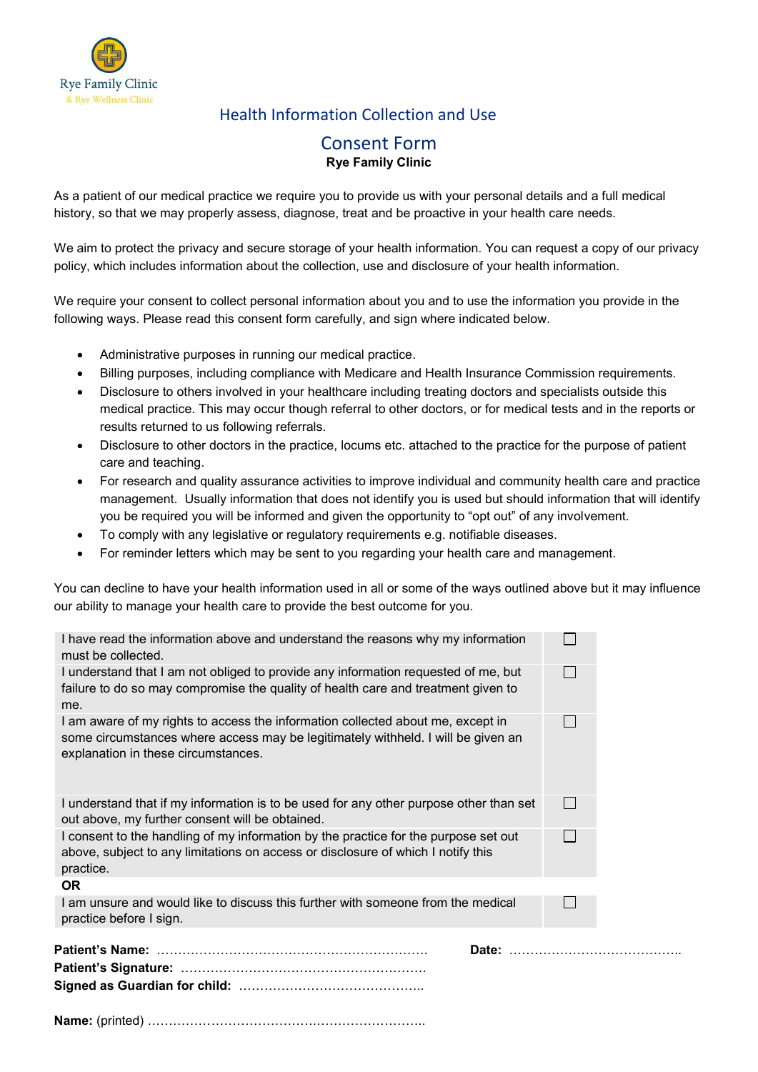Rye Family Clinic
& Rye Wellness Clinic

## Health Information Collection and Use

## Consent Form

**Rye Family Clinic**

As a patient of our medical practice we require you to provide us with your personal details and a full medical history, so that we may properly assess, diagnose, treat and be proactive in your health care needs.

We aim to protect the privacy and secure storage of your health information. You can request a copy of our privacy policy, which includes information about the collection, use and disclosure of your health information.

We require your consent to collect personal information about you and to use the information you provide in the following ways. Please read this consent form carefully, and sign where indicated below.

- Administrative purposes in running our medical practice.
- Billing purposes, including compliance with Medicare and Health Insurance Commission requirements.
- Disclosure to others involved in your healthcare including treating doctors and specialists outside this medical practice. This may occur though referral to other doctors, or for medical tests and in the reports or results returned to us following referrals.
- Disclosure to other doctors in the practice, locums etc. attached to the practice for the purpose of patient care and teaching.
- For research and quality assurance activities to improve individual and community health care and practice management. Usually information that does not identify you is used but should information that will identify you be required you will be informed and given the opportunity to "opt out" of any involvement.
- To comply with any legislative or regulatory requirements e.g. notifiable diseases.
- For reminder letters which may be sent to you regarding your health care and management.

You can decline to have your health information used in all or some of the ways outlined above but it may influence our ability to manage your health care to provide the best outcome for you.

| | |
|---|---|
| I have read the information above and understand the reasons why my information must be collected. | ☐ |
| I understand that I am not obliged to provide any information requested of me, but failure to do so may compromise the quality of health care and treatment given to me. | ☐ |
| I am aware of my rights to access the information collected about me, except in some circumstances where access may be legitimately withheld. I will be given an explanation in these circumstances. | ☐ |
| I understand that if my information is to be used for any other purpose other than set out above, my further consent will be obtained. | ☐ |
| I consent to the handling of my information by the practice for the purpose set out above, subject to any limitations on access or disclosure of which I notify this practice. | ☐ |
| **OR** | |
| I am unsure and would like to discuss this further with someone from the medical practice before I sign. | ☐ |

**Patient's Name:** ………………………………………………………. **Date:** …………………………………..

**Patient's Signature:** ………………………………………………….

**Signed as Guardian for child:** ……………………………………..

**Name:** (printed) ………………………………………………………..